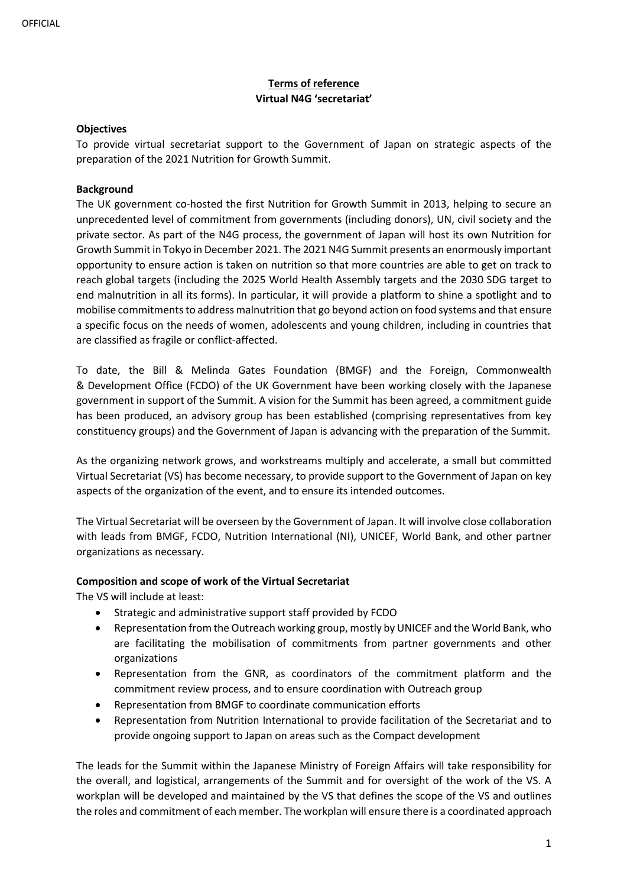OFFICIAL

# Terms of reference

## Virtual N4G 'secretariat'

**Objectives**

To provide virtual secretariat support to the Government of Japan on strategic aspects of the preparation of the 2021 Nutrition for Growth Summit.

**Background**

The UK government co-hosted the first Nutrition for Growth Summit in 2013, helping to secure an unprecedented level of commitment from governments (including donors), UN, civil society and the private sector. As part of the N4G process, the government of Japan will host its own Nutrition for Growth Summit in Tokyo in December 2021. The 2021 N4G Summit presents an enormously important opportunity to ensure action is taken on nutrition so that more countries are able to get on track to reach global targets (including the 2025 World Health Assembly targets and the 2030 SDG target to end malnutrition in all its forms). In particular, it will provide a platform to shine a spotlight and to mobilise commitments to address malnutrition that go beyond action on food systems and that ensure a specific focus on the needs of women, adolescents and young children, including in countries that are classified as fragile or conflict-affected.

To date, the Bill & Melinda Gates Foundation (BMGF) and the Foreign, Commonwealth & Development Office (FCDO) of the UK Government have been working closely with the Japanese government in support of the Summit. A vision for the Summit has been agreed, a commitment guide has been produced, an advisory group has been established (comprising representatives from key constituency groups) and the Government of Japan is advancing with the preparation of the Summit.

As the organizing network grows, and workstreams multiply and accelerate, a small but committed Virtual Secretariat (VS) has become necessary, to provide support to the Government of Japan on key aspects of the organization of the event, and to ensure its intended outcomes.

The Virtual Secretariat will be overseen by the Government of Japan. It will involve close collaboration with leads from BMGF, FCDO, Nutrition International (NI), UNICEF, World Bank, and other partner organizations as necessary.

**Composition and scope of work of the Virtual Secretariat**

The VS will include at least:

- Strategic and administrative support staff provided by FCDO
- Representation from the Outreach working group, mostly by UNICEF and the World Bank, who are facilitating the mobilisation of commitments from partner governments and other organizations
- Representation from the GNR, as coordinators of the commitment platform and the commitment review process, and to ensure coordination with Outreach group
- Representation from BMGF to coordinate communication efforts
- Representation from Nutrition International to provide facilitation of the Secretariat and to provide ongoing support to Japan on areas such as the Compact development

The leads for the Summit within the Japanese Ministry of Foreign Affairs will take responsibility for the overall, and logistical, arrangements of the Summit and for oversight of the work of the VS. A workplan will be developed and maintained by the VS that defines the scope of the VS and outlines the roles and commitment of each member. The workplan will ensure there is a coordinated approach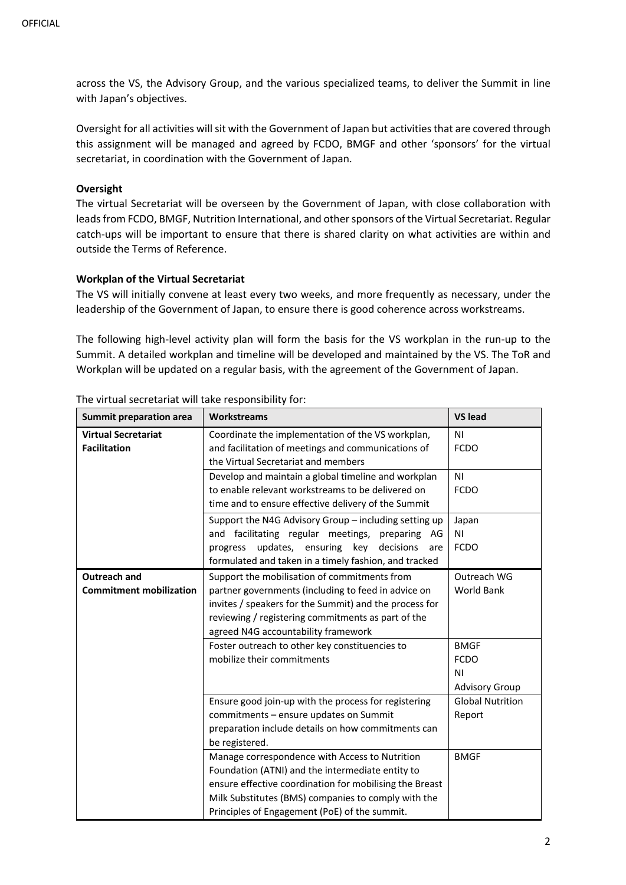across the VS, the Advisory Group, and the various specialized teams, to deliver the Summit in line with Japan's objectives.

Oversight for all activities will sit with the Government of Japan but activities that are covered through this assignment will be managed and agreed by FCDO, BMGF and other 'sponsors' for the virtual secretariat, in coordination with the Government of Japan.

**Oversight**

The virtual Secretariat will be overseen by the Government of Japan, with close collaboration with leads from FCDO, BMGF, Nutrition International, and other sponsors of the Virtual Secretariat. Regular catch-ups will be important to ensure that there is shared clarity on what activities are within and outside the Terms of Reference.

**Workplan of the Virtual Secretariat**

The VS will initially convene at least every two weeks, and more frequently as necessary, under the leadership of the Government of Japan, to ensure there is good coherence across workstreams.

The following high-level activity plan will form the basis for the VS workplan in the run-up to the Summit. A detailed workplan and timeline will be developed and maintained by the VS. The ToR and Workplan will be updated on a regular basis, with the agreement of the Government of Japan.

The virtual secretariat will take responsibility for:

| Summit preparation area | Workstreams | VS lead |
|---|---|---|
| **Virtual Secretariat Facilitation** | Coordinate the implementation of the VS workplan, and facilitation of meetings and communications of the Virtual Secretariat and members | NI<br>FCDO |
| | Develop and maintain a global timeline and workplan to enable relevant workstreams to be delivered on time and to ensure effective delivery of the Summit | NI<br>FCDO |
| | Support the N4G Advisory Group – including setting up and facilitating regular meetings, preparing AG progress updates, ensuring key decisions are formulated and taken in a timely fashion, and tracked | Japan<br>NI<br>FCDO |
| **Outreach and Commitment mobilization** | Support the mobilisation of commitments from partner governments (including to feed in advice on invites / speakers for the Summit) and the process for reviewing / registering commitments as part of the agreed N4G accountability framework | Outreach WG<br>World Bank |
| | Foster outreach to other key constituencies to mobilize their commitments | BMGF<br>FCDO<br>NI<br>Advisory Group |
| | Ensure good join-up with the process for registering commitments – ensure updates on Summit preparation include details on how commitments can be registered. | Global Nutrition Report |
| | Manage correspondence with Access to Nutrition Foundation (ATNI) and the intermediate entity to ensure effective coordination for mobilising the Breast Milk Substitutes (BMS) companies to comply with the Principles of Engagement (PoE) of the summit. | BMGF |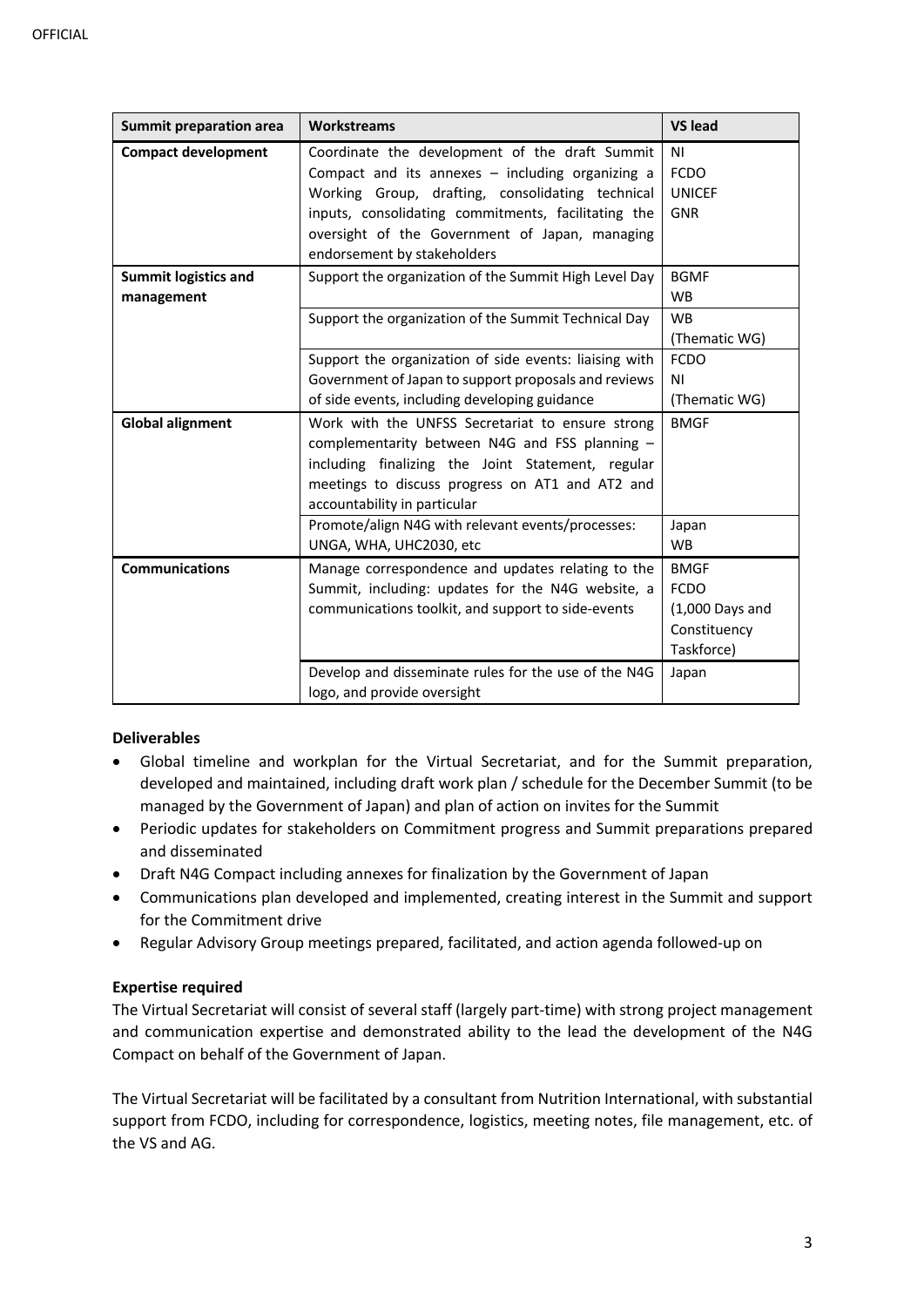| Summit preparation area | Workstreams | VS lead |
|---|---|---|
| **Compact development** | Coordinate the development of the draft Summit Compact and its annexes – including organizing a Working Group, drafting, consolidating technical inputs, consolidating commitments, facilitating the oversight of the Government of Japan, managing endorsement by stakeholders | NI<br>FCDO<br>UNICEF<br>GNR |
| **Summit logistics and management** | Support the organization of the Summit High Level Day | BGMF<br>WB |
| | Support the organization of the Summit Technical Day | WB<br>(Thematic WG) |
| | Support the organization of side events: liaising with Government of Japan to support proposals and reviews of side events, including developing guidance | FCDO<br>NI<br>(Thematic WG) |
| **Global alignment** | Work with the UNFSS Secretariat to ensure strong complementarity between N4G and FSS planning – including finalizing the Joint Statement, regular meetings to discuss progress on AT1 and AT2 and accountability in particular | BMGF |
| | Promote/align N4G with relevant events/processes: UNGA, WHA, UHC2030, etc | Japan<br>WB |
| **Communications** | Manage correspondence and updates relating to the Summit, including: updates for the N4G website, a communications toolkit, and support to side-events | BMGF<br>FCDO<br>(1,000 Days and Constituency Taskforce) |
| | Develop and disseminate rules for the use of the N4G logo, and provide oversight | Japan |

**Deliverables**

- Global timeline and workplan for the Virtual Secretariat, and for the Summit preparation, developed and maintained, including draft work plan / schedule for the December Summit (to be managed by the Government of Japan) and plan of action on invites for the Summit
- Periodic updates for stakeholders on Commitment progress and Summit preparations prepared and disseminated
- Draft N4G Compact including annexes for finalization by the Government of Japan
- Communications plan developed and implemented, creating interest in the Summit and support for the Commitment drive
- Regular Advisory Group meetings prepared, facilitated, and action agenda followed-up on

**Expertise required**

The Virtual Secretariat will consist of several staff (largely part-time) with strong project management and communication expertise and demonstrated ability to the lead the development of the N4G Compact on behalf of the Government of Japan.

The Virtual Secretariat will be facilitated by a consultant from Nutrition International, with substantial support from FCDO, including for correspondence, logistics, meeting notes, file management, etc. of the VS and AG.